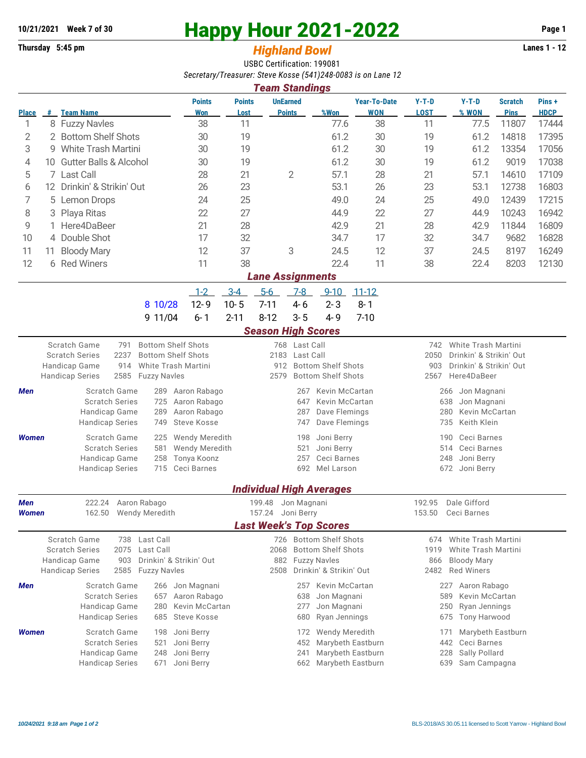10/21/2021 Week 7 of 30

Thursday 5:45 pm

# Happy Hour 2021-2022

## *Highland Bowl*

Lanes 1 - 12

USBC Certification: 199081

*Secretary/Treasurer: Steve Kosse (541)248-0083 is on Lane 12*

### *Team Standings*

| Place | # | Team Name | Points Won | Points Lost | UnEarned Points | %Won | Year-To-Date WON | Y-T-D LOST | Y-T-D % WON | Scratch Pins | Pins + HDCP |
|---|---|---|---|---|---|---|---|---|---|---|---|
| 1 | 8 | Fuzzy Navles | 38 | 11 | | 77.6 | 38 | 11 | 77.5 | 11807 | 17444 |
| 2 | 2 | Bottom Shelf Shots | 30 | 19 | | 61.2 | 30 | 19 | 61.2 | 14818 | 17395 |
| 3 | 9 | White Trash Martini | 30 | 19 | | 61.2 | 30 | 19 | 61.2 | 13354 | 17056 |
| 4 | 10 | Gutter Balls & Alcohol | 30 | 19 | | 61.2 | 30 | 19 | 61.2 | 9019 | 17038 |
| 5 | 7 | Last Call | 28 | 21 | 2 | 57.1 | 28 | 21 | 57.1 | 14610 | 17109 |
| 6 | 12 | Drinkin' & Strikin' Out | 26 | 23 | | 53.1 | 26 | 23 | 53.1 | 12738 | 16803 |
| 7 | 5 | Lemon Drops | 24 | 25 | | 49.0 | 24 | 25 | 49.0 | 12439 | 17215 |
| 8 | 3 | Playa Ritas | 22 | 27 | | 44.9 | 22 | 27 | 44.9 | 10243 | 16942 |
| 9 | 1 | Here4DaBeer | 21 | 28 | | 42.9 | 21 | 28 | 42.9 | 11844 | 16809 |
| 10 | 4 | Double Shot | 17 | 32 | | 34.7 | 17 | 32 | 34.7 | 9682 | 16828 |
| 11 | 11 | Bloody Mary | 12 | 37 | 3 | 24.5 | 12 | 37 | 24.5 | 8197 | 16249 |
| 12 | 6 | Red Winers | 11 | 38 | | 22.4 | 11 | 38 | 22.4 | 8203 | 12130 |

### *Lane Assignments*

| | 1-2 | 3-4 | 5-6 | 7-8 | 9-10 | 11-12 |
|---|---|---|---|---|---|---|
| 8 10/28 | 12- 9 | 10- 5 | 7-11 | 4- 6 | 2- 3 | 8- 1 |
| 9 11/04 | 6- 1 | 2-11 | 8-12 | 3- 5 | 4- 9 | 7-10 |

### *Season High Scores*

| | | | | | | |
|---|---|---|---|---|---|---|
| Scratch Game | 791 | Bottom Shelf Shots | 768 | Last Call | 742 | White Trash Martini |
| Scratch Series | 2237 | Bottom Shelf Shots | 2183 | Last Call | 2050 | Drinkin' & Strikin' Out |
| Handicap Game | 914 | White Trash Martini | 912 | Bottom Shelf Shots | 903 | Drinkin' & Strikin' Out |
| Handicap Series | 2585 | Fuzzy Navles | 2579 | Bottom Shelf Shots | 2567 | Here4DaBeer |

| *Men* | | | | | | |
|---|---|---|---|---|---|---|
| Scratch Game | 289 | Aaron Rabago | 267 | Kevin McCartan | 266 | Jon Magnani |
| Scratch Series | 725 | Aaron Rabago | 647 | Kevin McCartan | 638 | Jon Magnani |
| Handicap Game | 289 | Aaron Rabago | 287 | Dave Flemings | 280 | Kevin McCartan |
| Handicap Series | 749 | Steve Kosse | 747 | Dave Flemings | 735 | Keith Klein |

| *Women* | | | | | | |
|---|---|---|---|---|---|---|
| Scratch Game | 225 | Wendy Meredith | 198 | Joni Berry | 190 | Ceci Barnes |
| Scratch Series | 581 | Wendy Meredith | 521 | Joni Berry | 514 | Ceci Barnes |
| Handicap Game | 258 | Tonya Koonz | 257 | Ceci Barnes | 248 | Joni Berry |
| Handicap Series | 715 | Ceci Barnes | 692 | Mel Larson | 672 | Joni Berry |

### *Individual High Averages*

| | | | | | | |
|---|---|---|---|---|---|---|
| *Men* | 222.24 | Aaron Rabago | 199.48 | Jon Magnani | 192.95 | Dale Gifford |
| *Women* | 162.50 | Wendy Meredith | 157.24 | Joni Berry | 153.50 | Ceci Barnes |

### *Last Week's Top Scores*

| | | | | | | |
|---|---|---|---|---|---|---|
| Scratch Game | 738 | Last Call | 726 | Bottom Shelf Shots | 674 | White Trash Martini |
| Scratch Series | 2075 | Last Call | 2068 | Bottom Shelf Shots | 1919 | White Trash Martini |
| Handicap Game | 903 | Drinkin' & Strikin' Out | 882 | Fuzzy Navles | 866 | Bloody Mary |
| Handicap Series | 2585 | Fuzzy Navles | 2508 | Drinkin' & Strikin' Out | 2482 | Red Winers |

| *Men* | | | | | | |
|---|---|---|---|---|---|---|
| Scratch Game | 266 | Jon Magnani | 257 | Kevin McCartan | 227 | Aaron Rabago |
| Scratch Series | 657 | Aaron Rabago | 638 | Jon Magnani | 589 | Kevin McCartan |
| Handicap Game | 280 | Kevin McCartan | 277 | Jon Magnani | 250 | Ryan Jennings |
| Handicap Series | 685 | Steve Kosse | 680 | Ryan Jennings | 675 | Tony Harwood |

| *Women* | | | | | | |
|---|---|---|---|---|---|---|
| Scratch Game | 198 | Joni Berry | 172 | Wendy Meredith | 171 | Marybeth Eastburn |
| Scratch Series | 521 | Joni Berry | 452 | Marybeth Eastburn | 442 | Ceci Barnes |
| Handicap Game | 248 | Joni Berry | 241 | Marybeth Eastburn | 228 | Sally Pollard |
| Handicap Series | 671 | Joni Berry | 662 | Marybeth Eastburn | 639 | Sam Campagna |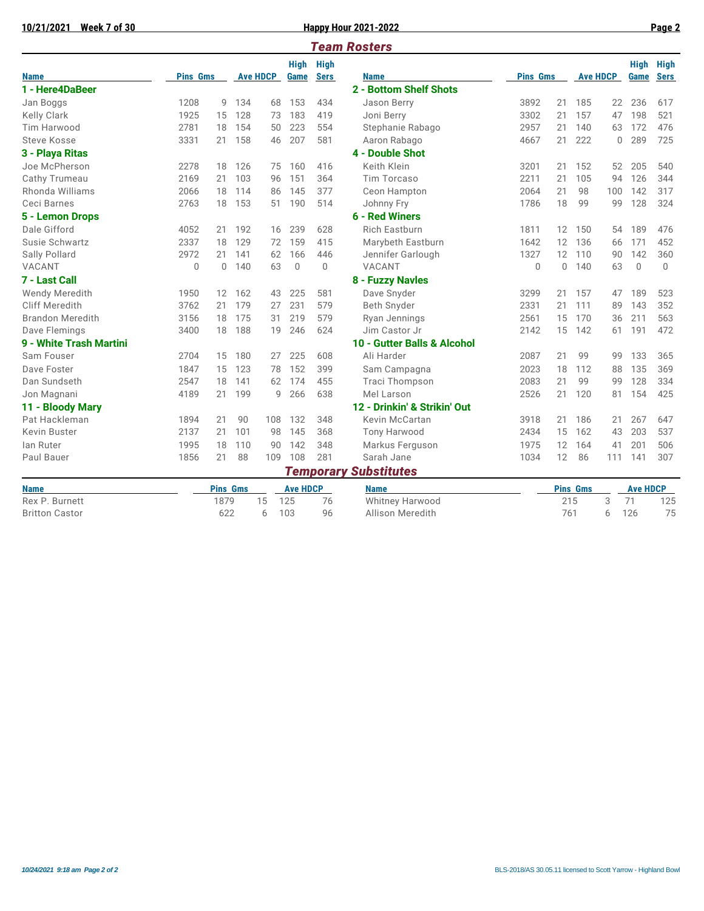## Team Rosters

| Name | Pins | Gms | Ave | HDCP | High Game | High Sers |
|---|---|---|---|---|---|---|
| **1 - Here4DaBeer** | | | | | | |
| Jan Boggs | 1208 | 9 | 134 | 68 | 153 | 434 |
| Kelly Clark | 1925 | 15 | 128 | 73 | 183 | 419 |
| Tim Harwood | 2781 | 18 | 154 | 50 | 223 | 554 |
| Steve Kosse | 3331 | 21 | 158 | 46 | 207 | 581 |
| **2 - Bottom Shelf Shots** | | | | | | |
| Jason Berry | 3892 | 21 | 185 | 22 | 236 | 617 |
| Joni Berry | 3302 | 21 | 157 | 47 | 198 | 521 |
| Stephanie Rabago | 2957 | 21 | 140 | 63 | 172 | 476 |
| Aaron Rabago | 4667 | 21 | 222 | 0 | 289 | 725 |
| **3 - Playa Ritas** | | | | | | |
| Joe McPherson | 2278 | 18 | 126 | 75 | 160 | 416 |
| Cathy Trumeau | 2169 | 21 | 103 | 96 | 151 | 364 |
| Rhonda Williams | 2066 | 18 | 114 | 86 | 145 | 377 |
| Ceci Barnes | 2763 | 18 | 153 | 51 | 190 | 514 |
| **4 - Double Shot** | | | | | | |
| Keith Klein | 3201 | 21 | 152 | 52 | 205 | 540 |
| Tim Torcaso | 2211 | 21 | 105 | 94 | 126 | 344 |
| Ceon Hampton | 2064 | 21 | 98 | 100 | 142 | 317 |
| Johnny Fry | 1786 | 18 | 99 | 99 | 128 | 324 |
| **5 - Lemon Drops** | | | | | | |
| Dale Gifford | 4052 | 21 | 192 | 16 | 239 | 628 |
| Susie Schwartz | 2337 | 18 | 129 | 72 | 159 | 415 |
| Sally Pollard | 2972 | 21 | 141 | 62 | 166 | 446 |
| VACANT | 0 | 0 | 140 | 63 | 0 | 0 |
| **6 - Red Winers** | | | | | | |
| Rich Eastburn | 1811 | 12 | 150 | 54 | 189 | 476 |
| Marybeth Eastburn | 1642 | 12 | 136 | 66 | 171 | 452 |
| Jennifer Garlough | 1327 | 12 | 110 | 90 | 142 | 360 |
| VACANT | 0 | 0 | 140 | 63 | 0 | 0 |
| **7 - Last Call** | | | | | | |
| Wendy Meredith | 1950 | 12 | 162 | 43 | 225 | 581 |
| Cliff Meredith | 3762 | 21 | 179 | 27 | 231 | 579 |
| Brandon Meredith | 3156 | 18 | 175 | 31 | 219 | 579 |
| Dave Flemings | 3400 | 18 | 188 | 19 | 246 | 624 |
| **8 - Fuzzy Navles** | | | | | | |
| Dave Snyder | 3299 | 21 | 157 | 47 | 189 | 523 |
| Beth Snyder | 2331 | 21 | 111 | 89 | 143 | 352 |
| Ryan Jennings | 2561 | 15 | 170 | 36 | 211 | 563 |
| Jim Castor Jr | 2142 | 15 | 142 | 61 | 191 | 472 |
| **9 - White Trash Martini** | | | | | | |
| Sam Fouser | 2704 | 15 | 180 | 27 | 225 | 608 |
| Dave Foster | 1847 | 15 | 123 | 78 | 152 | 399 |
| Dan Sundseth | 2547 | 18 | 141 | 62 | 174 | 455 |
| Jon Magnani | 4189 | 21 | 199 | 9 | 266 | 638 |
| **10 - Gutter Balls & Alcohol** | | | | | | |
| Ali Harder | 2087 | 21 | 99 | 99 | 133 | 365 |
| Sam Campagna | 2023 | 18 | 112 | 88 | 135 | 369 |
| Traci Thompson | 2083 | 21 | 99 | 99 | 128 | 334 |
| Mel Larson | 2526 | 21 | 120 | 81 | 154 | 425 |
| **11 - Bloody Mary** | | | | | | |
| Pat Hackleman | 1894 | 21 | 90 | 108 | 132 | 348 |
| Kevin Buster | 2137 | 21 | 101 | 98 | 145 | 368 |
| Ian Ruter | 1995 | 18 | 110 | 90 | 142 | 348 |
| Paul Bauer | 1856 | 21 | 88 | 109 | 108 | 281 |
| **12 - Drinkin' & Strikin' Out** | | | | | | |
| Kevin McCartan | 3918 | 21 | 186 | 21 | 267 | 647 |
| Tony Harwood | 2434 | 15 | 162 | 43 | 203 | 537 |
| Markus Ferguson | 1975 | 12 | 164 | 41 | 201 | 506 |
| Sarah Jane | 1034 | 12 | 86 | 111 | 141 | 307 |

## Temporary Substitutes

| Name | Pins | Gms | Ave | HDCP |
|---|---|---|---|---|
| Rex P. Burnett | 1879 | 15 | 125 | 76 |
| Britton Castor | 622 | 6 | 103 | 96 |
| Whitney Harwood | 215 | 3 | 71 | 125 |
| Allison Meredith | 761 | 6 | 126 | 75 |